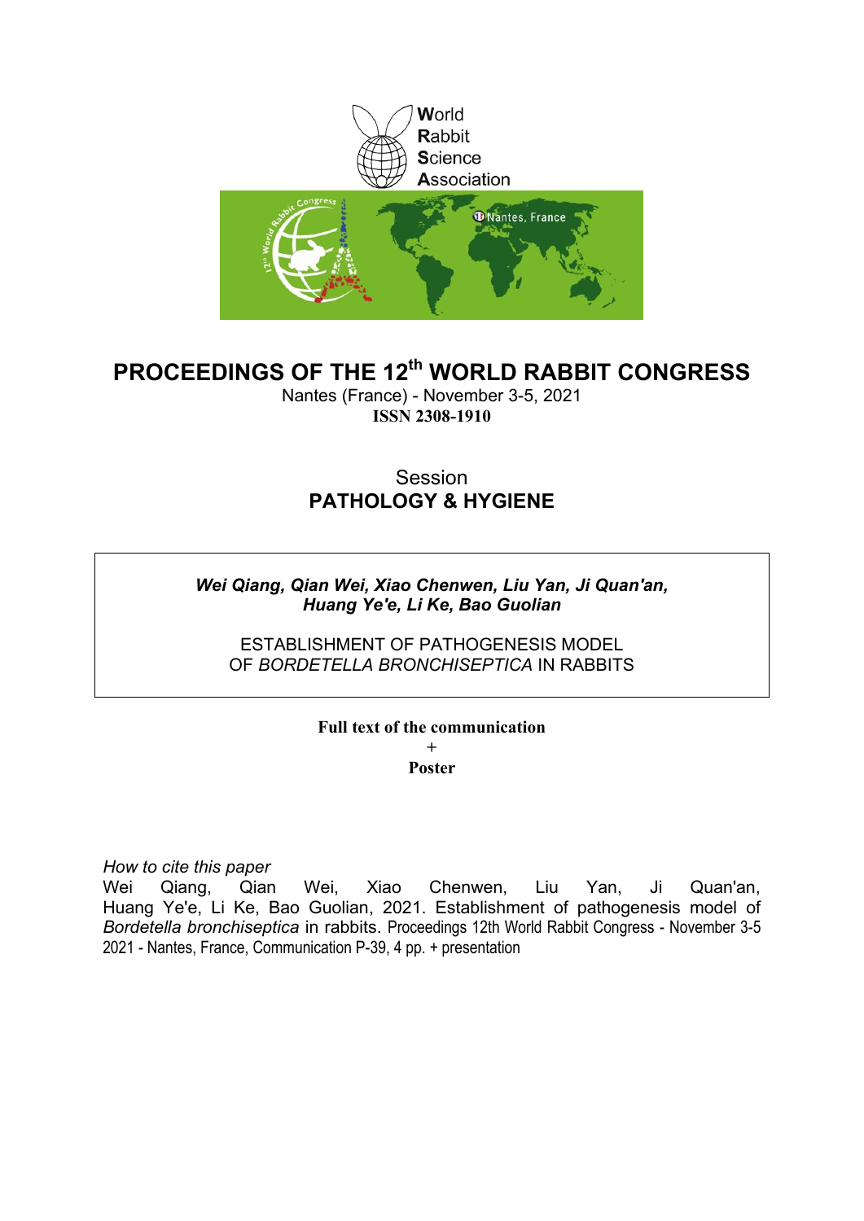World
Rabbit
Science
Association

# PROCEEDINGS OF THE 12th WORLD RABBIT CONGRESS

Nantes (France) - November 3-5, 2021
**ISSN 2308-1910**

Session
**PATHOLOGY & HYGIENE**

***Wei Qiang, Qian Wei, Xiao Chenwen, Liu Yan, Ji Quan'an, Huang Ye'e, Li Ke, Bao Guolian***

ESTABLISHMENT OF PATHOGENESIS MODEL OF *BORDETELLA BRONCHISEPTICA* IN RABBITS

**Full text of the communication**
+
**Poster**

*How to cite this paper*
Wei Qiang, Qian Wei, Xiao Chenwen, Liu Yan, Ji Quan'an, Huang Ye'e, Li Ke, Bao Guolian, 2021. Establishment of pathogenesis model of *Bordetella bronchiseptica* in rabbits. Proceedings 12th World Rabbit Congress - November 3-5 2021 - Nantes, France, Communication P-39, 4 pp. + presentation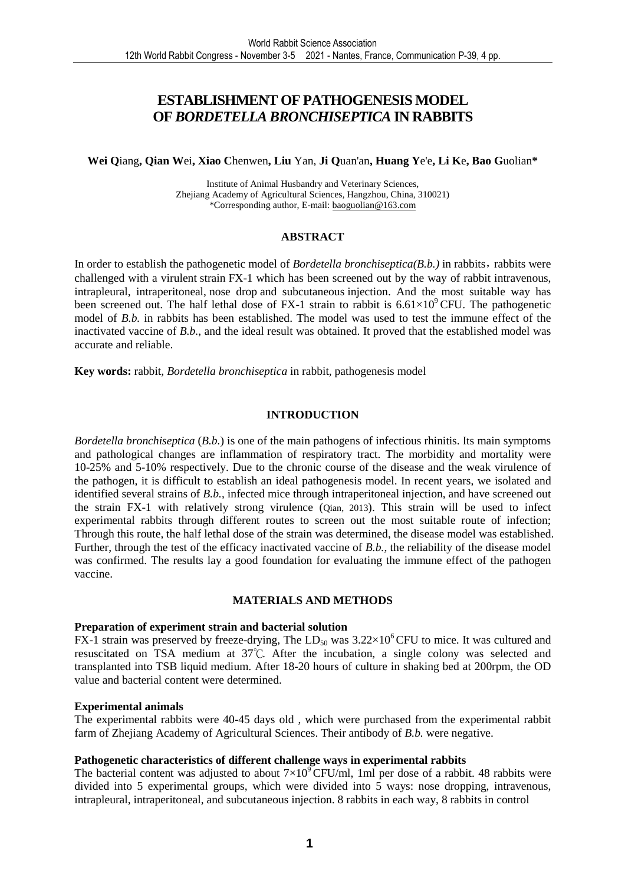# ESTABLISHMENT OF PATHOGENESIS MODEL OF *BORDETELLA BRONCHISEPTICA* IN RABBITS

**Wei Q**iang**, Qian W**ei**, Xiao C**henwen**, Liu** Yan, **Ji Q**uan'an**, Huang Y**e'e**, Li K**e**, Bao G**uolian**\***

Institute of Animal Husbandry and Veterinary Sciences,
Zhejiang Academy of Agricultural Sciences, Hangzhou, China, 310021)
\*Corresponding author, E-mail: baoguolian@163.com

## ABSTRACT

In order to establish the pathogenetic model of *Bordetella bronchiseptica(B.b.)* in rabbits，rabbits were challenged with a virulent strain FX-1 which has been screened out by the way of rabbit intravenous, intrapleural, intraperitoneal, nose drop and subcutaneous injection. And the most suitable way has been screened out. The half lethal dose of FX-1 strain to rabbit is $6.61 \times 10^9$ CFU. The pathogenetic model of *B.b.* in rabbits has been established. The model was used to test the immune effect of the inactivated vaccine of *B.b.*, and the ideal result was obtained. It proved that the established model was accurate and reliable.

**Key words:** rabbit, *Bordetella bronchiseptica* in rabbit, pathogenesis model

## INTRODUCTION

*Bordetella bronchiseptica* (*B.b.*) is one of the main pathogens of infectious rhinitis. Its main symptoms and pathological changes are inflammation of respiratory tract. The morbidity and mortality were 10-25% and 5-10% respectively. Due to the chronic course of the disease and the weak virulence of the pathogen, it is difficult to establish an ideal pathogenesis model. In recent years, we isolated and identified several strains of *B.b.*, infected mice through intraperitoneal injection, and have screened out the strain FX-1 with relatively strong virulence (Qian, 2013). This strain will be used to infect experimental rabbits through different routes to screen out the most suitable route of infection; Through this route, the half lethal dose of the strain was determined, the disease model was established. Further, through the test of the efficacy inactivated vaccine of *B.b.*, the reliability of the disease model was confirmed. The results lay a good foundation for evaluating the immune effect of the pathogen vaccine.

## MATERIALS AND METHODS

### Preparation of experiment strain and bacterial solution

FX-1 strain was preserved by freeze-drying, The $LD_{50}$ was $3.22 \times 10^6$ CFU to mice. It was cultured and resuscitated on TSA medium at 37℃. After the incubation, a single colony was selected and transplanted into TSB liquid medium. After 18-20 hours of culture in shaking bed at 200rpm, the OD value and bacterial content were determined.

### Experimental animals

The experimental rabbits were 40-45 days old , which were purchased from the experimental rabbit farm of Zhejiang Academy of Agricultural Sciences. Their antibody of *B.b.* were negative.

### Pathogenetic characteristics of different challenge ways in experimental rabbits

The bacterial content was adjusted to about $7 \times 10^9$ CFU/ml, 1ml per dose of a rabbit. 48 rabbits were divided into 5 experimental groups, which were divided into 5 ways: nose dropping, intravenous, intrapleural, intraperitoneal, and subcutaneous injection. 8 rabbits in each way, 8 rabbits in control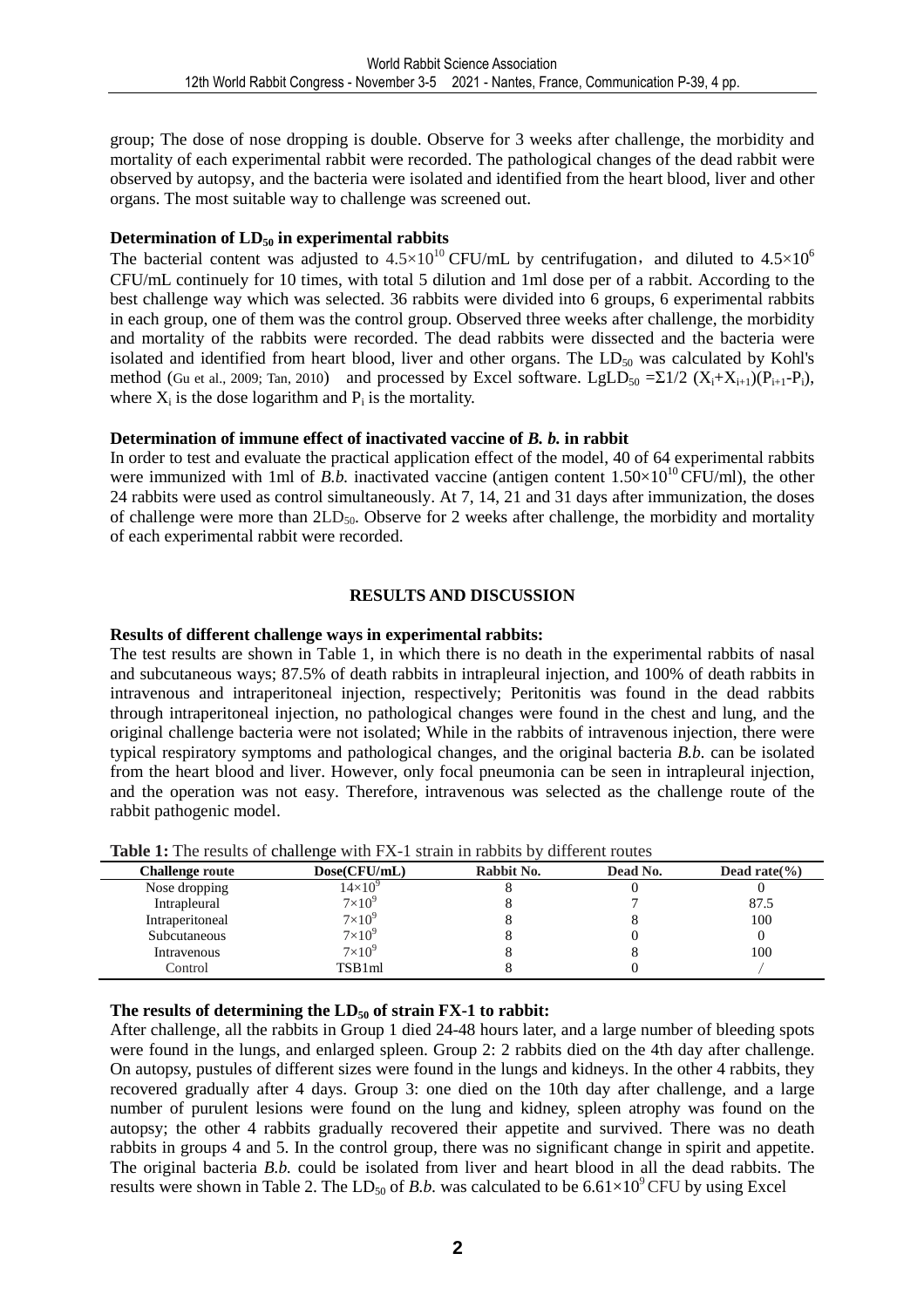group; The dose of nose dropping is double. Observe for 3 weeks after challenge, the morbidity and mortality of each experimental rabbit were recorded. The pathological changes of the dead rabbit were observed by autopsy, and the bacteria were isolated and identified from the heart blood, liver and other organs. The most suitable way to challenge was screened out.

### Determination of $LD_{50}$ in experimental rabbits

The bacterial content was adjusted to $4.5\times10^{10}$ CFU/mL by centrifugation, and diluted to $4.5\times10^{6}$ CFU/mL continuely for 10 times, with total 5 dilution and 1ml dose per of a rabbit. According to the best challenge way which was selected. 36 rabbits were divided into 6 groups, 6 experimental rabbits in each group, one of them was the control group. Observed three weeks after challenge, the morbidity and mortality of the rabbits were recorded. The dead rabbits were dissected and the bacteria were isolated and identified from heart blood, liver and other organs. The $LD_{50}$ was calculated by Kohl's method (Gu et al., 2009; Tan, 2010) and processed by Excel software. $LgLD_{50} = \Sigma 1/2\ (X_i+X_{i+1})(P_{i+1}-P_i)$, where $X_i$ is the dose logarithm and $P_i$ is the mortality.

### Determination of immune effect of inactivated vaccine of *B. b.* in rabbit

In order to test and evaluate the practical application effect of the model, 40 of 64 experimental rabbits were immunized with 1ml of *B.b.* inactivated vaccine (antigen content $1.50\times10^{10}$ CFU/ml), the other 24 rabbits were used as control simultaneously. At 7, 14, 21 and 31 days after immunization, the doses of challenge were more than $2LD_{50}$. Observe for 2 weeks after challenge, the morbidity and mortality of each experimental rabbit were recorded.

## RESULTS AND DISCUSSION

### Results of different challenge ways in experimental rabbits:

The test results are shown in Table 1, in which there is no death in the experimental rabbits of nasal and subcutaneous ways; 87.5% of death rabbits in intrapleural injection, and 100% of death rabbits in intravenous and intraperitoneal injection, respectively; Peritonitis was found in the dead rabbits through intraperitoneal injection, no pathological changes were found in the chest and lung, and the original challenge bacteria were not isolated; While in the rabbits of intravenous injection, there were typical respiratory symptoms and pathological changes, and the original bacteria *B.b.* can be isolated from the heart blood and liver. However, only focal pneumonia can be seen in intrapleural injection, and the operation was not easy. Therefore, intravenous was selected as the challenge route of the rabbit pathogenic model.

**Table 1:** The results of challenge with FX-1 strain in rabbits by different routes

| Challenge route | Dose(CFU/mL) | Rabbit No. | Dead No. | Dead rate(%) |
|---|---|---|---|---|
| Nose dropping | $14\times10^{9}$ | 8 | 0 | 0 |
| Intrapleural | $7\times10^{9}$ | 8 | 7 | 87.5 |
| Intraperitoneal | $7\times10^{9}$ | 8 | 8 | 100 |
| Subcutaneous | $7\times10^{9}$ | 8 | 0 | 0 |
| Intravenous | $7\times10^{9}$ | 8 | 8 | 100 |
| Control | TSB1ml | 8 | 0 | / |

### The results of determining the $LD_{50}$ of strain FX-1 to rabbit:

After challenge, all the rabbits in Group 1 died 24-48 hours later, and a large number of bleeding spots were found in the lungs, and enlarged spleen. Group 2: 2 rabbits died on the 4th day after challenge. On autopsy, pustules of different sizes were found in the lungs and kidneys. In the other 4 rabbits, they recovered gradually after 4 days. Group 3: one died on the 10th day after challenge, and a large number of purulent lesions were found on the lung and kidney, spleen atrophy was found on the autopsy; the other 4 rabbits gradually recovered their appetite and survived. There was no death rabbits in groups 4 and 5. In the control group, there was no significant change in spirit and appetite. The original bacteria *B.b.* could be isolated from liver and heart blood in all the dead rabbits. The results were shown in Table 2. The $LD_{50}$ of *B.b.* was calculated to be $6.61\times10^{9}$ CFU by using Excel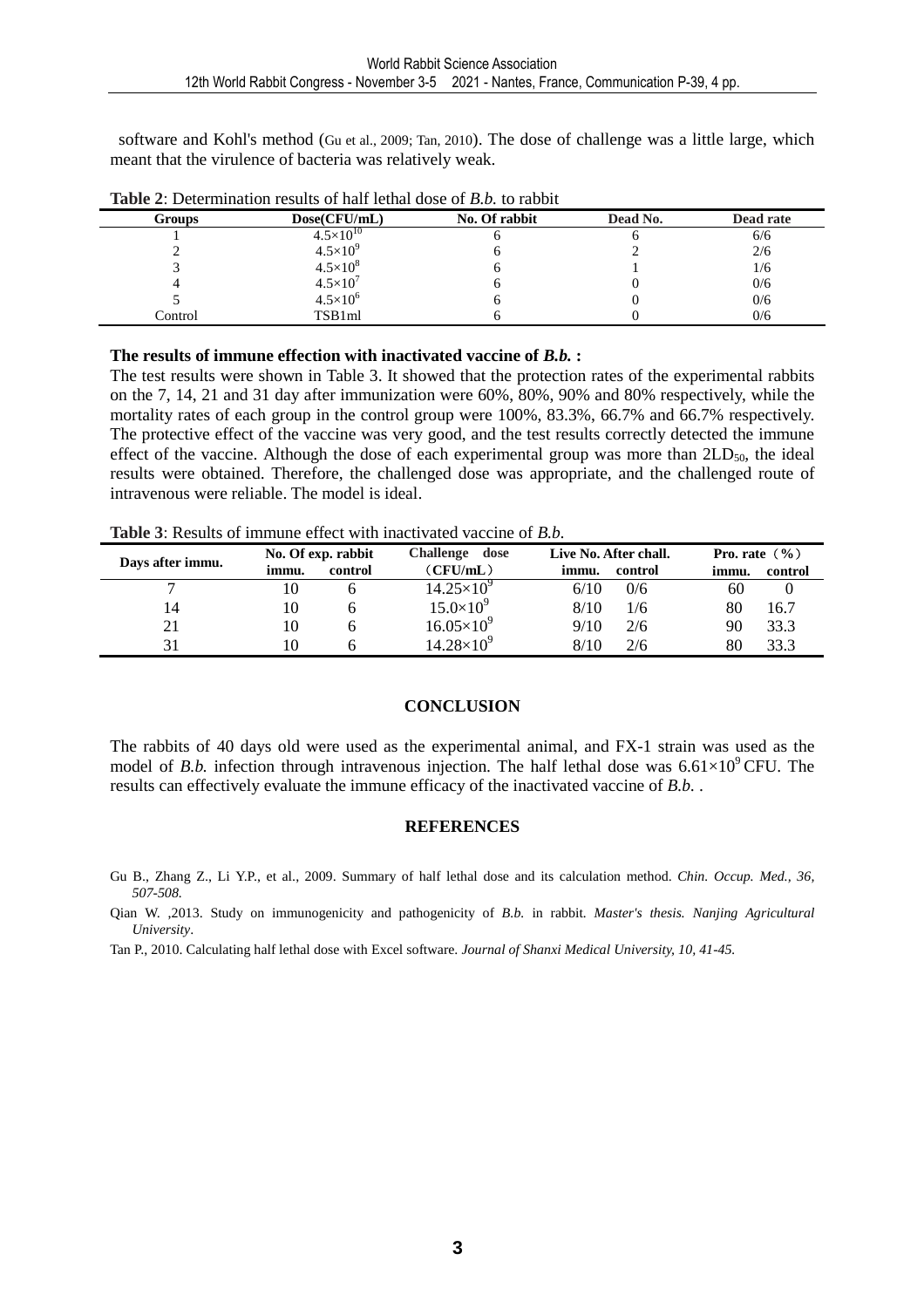software and Kohl's method (Gu et al., 2009; Tan, 2010). The dose of challenge was a little large, which meant that the virulence of bacteria was relatively weak.

**Table 2**: Determination results of half lethal dose of *B.b.* to rabbit

| Groups | Dose(CFU/mL) | No. Of rabbit | Dead No. | Dead rate |
|---|---|---|---|---|
| 1 | $4.5\times10^{10}$ | 6 | 6 | 6/6 |
| 2 | $4.5\times10^{9}$ | 6 | 2 | 2/6 |
| 3 | $4.5\times10^{8}$ | 6 | 1 | 1/6 |
| 4 | $4.5\times10^{7}$ | 6 | 0 | 0/6 |
| 5 | $4.5\times10^{6}$ | 6 | 0 | 0/6 |
| Control | TSB1ml | 6 | 0 | 0/6 |

**The results of immune effection with inactivated vaccine of *B.b.* :**

The test results were shown in Table 3. It showed that the protection rates of the experimental rabbits on the 7, 14, 21 and 31 day after immunization were 60%, 80%, 90% and 80% respectively, while the mortality rates of each group in the control group were 100%, 83.3%, 66.7% and 66.7% respectively. The protective effect of the vaccine was very good, and the test results correctly detected the immune effect of the vaccine. Although the dose of each experimental group was more than $2LD_{50}$, the ideal results were obtained. Therefore, the challenged dose was appropriate, and the challenged route of intravenous were reliable. The model is ideal.

**Table 3**: Results of immune effect with inactivated vaccine of *B.b.*

| Days after immu. | No. Of exp. rabbit | | Challenge dose (CFU/mL) | Live No. After chall. | | Pro. rate (%) | |
|---|---|---|---|---|---|---|---|
| | immu. | control | | immu. | control | immu. | control |
| 7 | 10 | 6 | $14.25\times10^{9}$ | 6/10 | 0/6 | 60 | 0 |
| 14 | 10 | 6 | $15.0\times10^{9}$ | 8/10 | 1/6 | 80 | 16.7 |
| 21 | 10 | 6 | $16.05\times10^{9}$ | 9/10 | 2/6 | 90 | 33.3 |
| 31 | 10 | 6 | $14.28\times10^{9}$ | 8/10 | 2/6 | 80 | 33.3 |

## CONCLUSION

The rabbits of 40 days old were used as the experimental animal, and FX-1 strain was used as the model of *B.b.* infection through intravenous injection. The half lethal dose was $6.61\times10^{9}$ CFU. The results can effectively evaluate the immune efficacy of the inactivated vaccine of *B.b.* .

## REFERENCES

Gu B., Zhang Z., Li Y.P., et al., 2009. Summary of half lethal dose and its calculation method. *Chin. Occup. Med., 36, 507-508.*

Qian W. ,2013. Study on immunogenicity and pathogenicity of *B.b.* in rabbit. *Master's thesis. Nanjing Agricultural University*.

Tan P., 2010. Calculating half lethal dose with Excel software. *Journal of Shanxi Medical University, 10, 41-45.*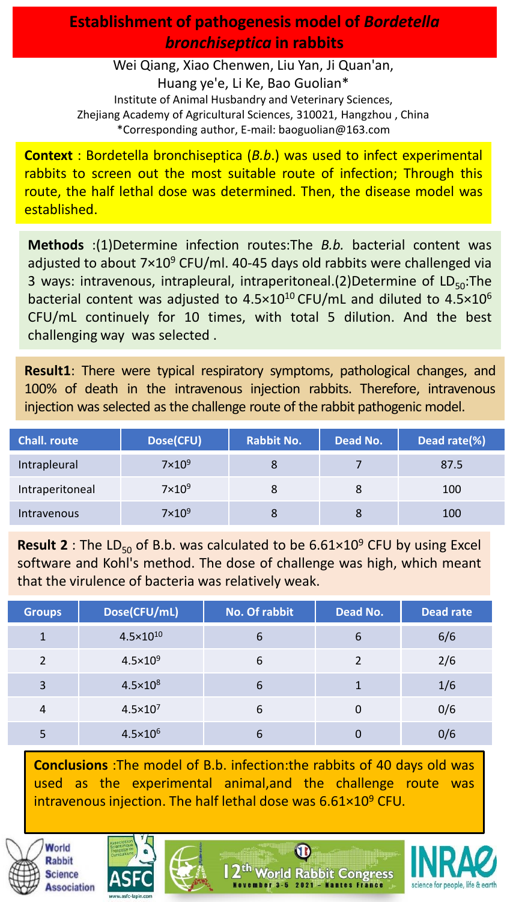# Establishment of pathogenesis model of *Bordetella bronchiseptica* in rabbits

Wei Qiang, Xiao Chenwen, Liu Yan, Ji Quan'an, Huang ye'e, Li Ke, Bao Guolian*

Institute of Animal Husbandry and Veterinary Sciences, Zhejiang Academy of Agricultural Sciences, 310021, Hangzhou , China

*Corresponding author, E-mail: baoguolian@163.com

**Context** : Bordetella bronchiseptica (*B.b*.) was used to infect experimental rabbits to screen out the most suitable route of infection; Through this route, the half lethal dose was determined. Then, the disease model was established.

**Methods** :(1)Determine infection routes:The *B.b.* bacterial content was adjusted to about $7×10^9$ CFU/ml. 40-45 days old rabbits were challenged via 3 ways: intravenous, intrapleural, intraperitoneal.(2)Determine of $LD_{50}$:The bacterial content was adjusted to $4.5×10^{10}$ CFU/mL and diluted to $4.5×10^6$ CFU/mL continuely for 10 times, with total 5 dilution. And the best challenging way was selected .

**Result1**: There were typical respiratory symptoms, pathological changes, and 100% of death in the intravenous injection rabbits. Therefore, intravenous injection was selected as the challenge route of the rabbit pathogenic model.

| Chall. route | Dose(CFU) | Rabbit No. | Dead No. | Dead rate(%) |
|---|---|---|---|---|
| Intrapleural | $7×10^9$ | 8 | 7 | 87.5 |
| Intraperitoneal | $7×10^9$ | 8 | 8 | 100 |
| Intravenous | $7×10^9$ | 8 | 8 | 100 |

**Result 2** : The $LD_{50}$ of B.b. was calculated to be $6.61×10^9$ CFU by using Excel software and Kohl's method. The dose of challenge was high, which meant that the virulence of bacteria was relatively weak.

| Groups | Dose(CFU/mL) | No. Of rabbit | Dead No. | Dead rate |
|---|---|---|---|---|
| 1 | $4.5×10^{10}$ | 6 | 6 | 6/6 |
| 2 | $4.5×10^9$ | 6 | 2 | 2/6 |
| 3 | $4.5×10^8$ | 6 | 1 | 1/6 |
| 4 | $4.5×10^7$ | 6 | 0 | 0/6 |
| 5 | $4.5×10^6$ | 6 | 0 | 0/6 |

**Conclusions** :The model of B.b. infection:the rabbits of 40 days old was used as the experimental animal,and the challenge route was intravenous injection. The half lethal dose was $6.61×10^9$ CFU.

World Rabbit Science Association

ASFC

12th World Rabbit Congress November 3-5 2021 - Nantes France

INRAE science for people, life & earth